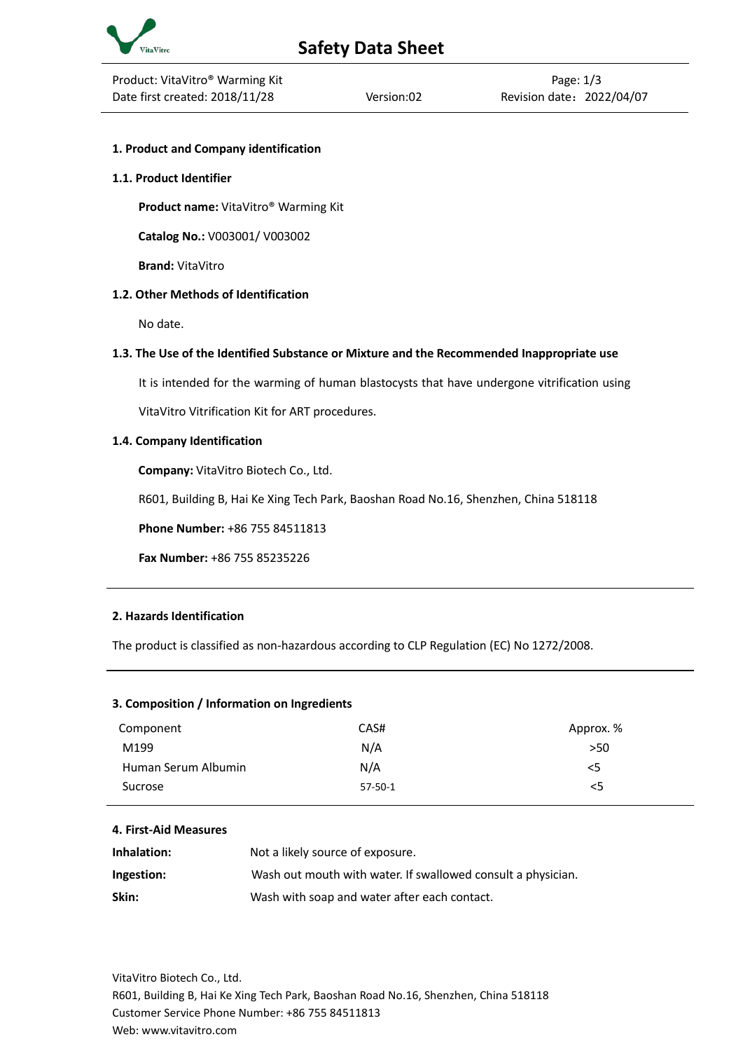# Safety Data Sheet

Product: VitaVitro® Warming Kit
Date first created: 2018/11/28
Version:02
Page: 1/3
Revision date：2022/04/07

## 1. Product and Company identification

### 1.1. Product Identifier

**Product name:** VitaVitro® Warming Kit

**Catalog No.:** V003001/ V003002

**Brand:** VitaVitro

### 1.2. Other Methods of Identification

No date.

### 1.3. The Use of the Identified Substance or Mixture and the Recommended Inappropriate use

It is intended for the warming of human blastocysts that have undergone vitrification using VitaVitro Vitrification Kit for ART procedures.

### 1.4. Company Identification

**Company:** VitaVitro Biotech Co., Ltd.

R601, Building B, Hai Ke Xing Tech Park, Baoshan Road No.16, Shenzhen, China 518118

**Phone Number:** +86 755 84511813

**Fax Number:** +86 755 85235226

## 2. Hazards Identification

The product is classified as non-hazardous according to CLP Regulation (EC) No 1272/2008.

## 3. Composition / Information on Ingredients

| Component | CAS# | Approx. % |
|---|---|---|
| M199 | N/A | >50 |
| Human Serum Albumin | N/A | <5 |
| Sucrose | 57-50-1 | <5 |

## 4. First-Aid Measures

| | |
|---|---|
| **Inhalation:** | Not a likely source of exposure. |
| **Ingestion:** | Wash out mouth with water. If swallowed consult a physician. |
| **Skin:** | Wash with soap and water after each contact. |

VitaVitro Biotech Co., Ltd.
R601, Building B, Hai Ke Xing Tech Park, Baoshan Road No.16, Shenzhen, China 518118
Customer Service Phone Number: +86 755 84511813
Web: www.vitavitro.com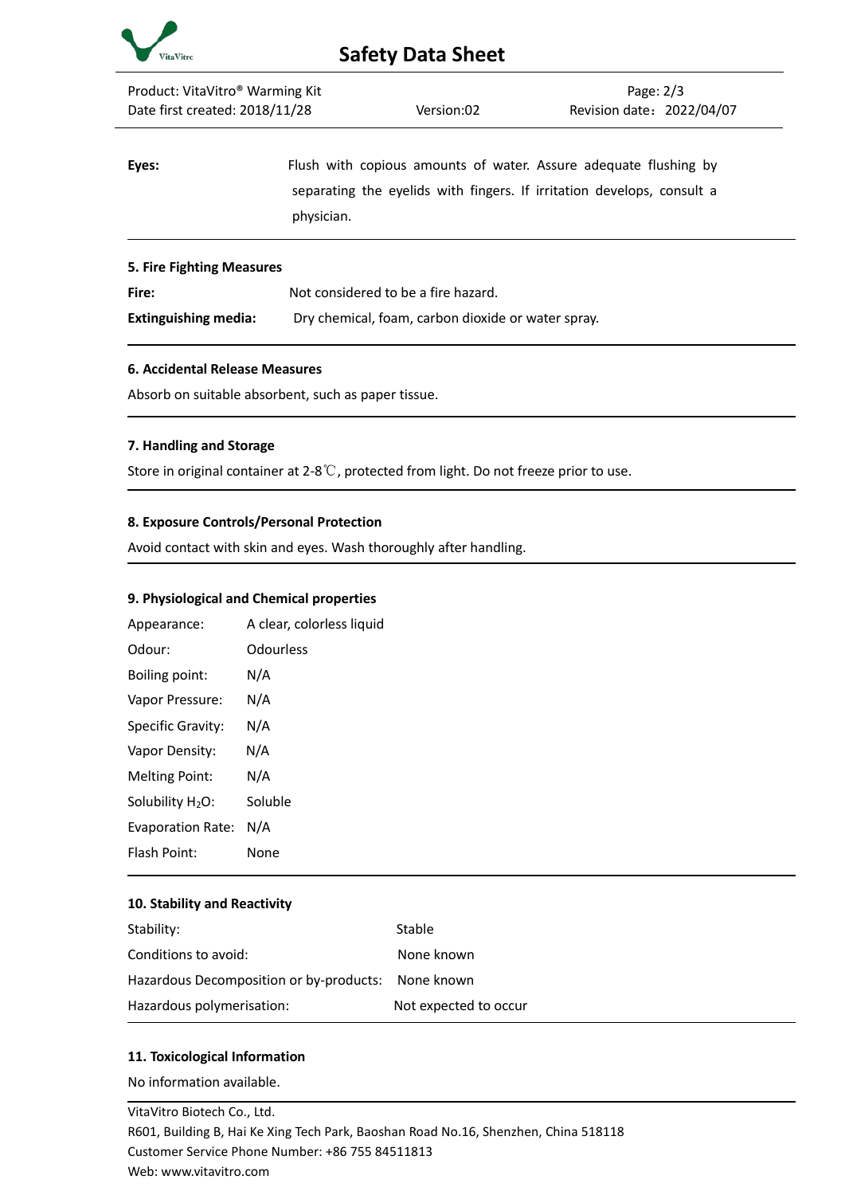**Eyes:** Flush with copious amounts of water. Assure adequate flushing by separating the eyelids with fingers. If irritation develops, consult a physician.

---

## 5. Fire Fighting Measures

**Fire:** Not considered to be a fire hazard.

**Extinguishing media:** Dry chemical, foam, carbon dioxide or water spray.

---

## 6. Accidental Release Measures

Absorb on suitable absorbent, such as paper tissue.

---

## 7. Handling and Storage

Store in original container at 2-8℃, protected from light. Do not freeze prior to use.

---

## 8. Exposure Controls/Personal Protection

Avoid contact with skin and eyes. Wash thoroughly after handling.

---

## 9. Physiological and Chemical properties

| | |
|---|---|
| Appearance: | A clear, colorless liquid |
| Odour: | Odourless |
| Boiling point: | N/A |
| Vapor Pressure: | N/A |
| Specific Gravity: | N/A |
| Vapor Density: | N/A |
| Melting Point: | N/A |
| Solubility $H_2O$: | Soluble |
| Evaporation Rate: | N/A |
| Flash Point: | None |

---

## 10. Stability and Reactivity

| | |
|---|---|
| Stability: | Stable |
| Conditions to avoid: | None known |
| Hazardous Decomposition or by-products: | None known |
| Hazardous polymerisation: | Not expected to occur |

---

## 11. Toxicological Information

No information available.

---

VitaVitro Biotech Co., Ltd.
R601, Building B, Hai Ke Xing Tech Park, Baoshan Road No.16, Shenzhen, China 518118
Customer Service Phone Number: +86 755 84511813
Web: www.vitavitro.com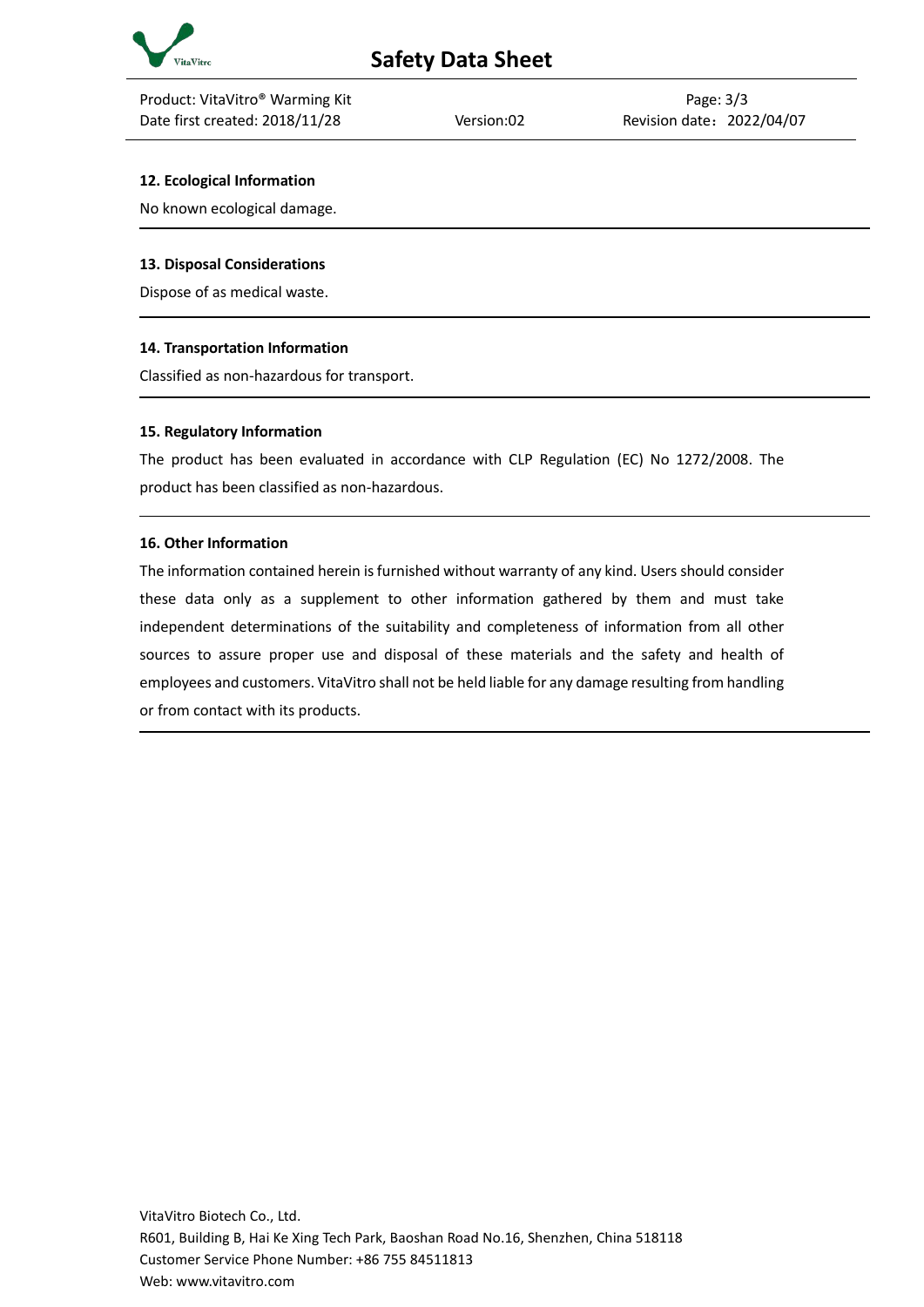### 12. Ecological Information

No known ecological damage.

### 13. Disposal Considerations

Dispose of as medical waste.

### 14. Transportation Information

Classified as non-hazardous for transport.

### 15. Regulatory Information

The product has been evaluated in accordance with CLP Regulation (EC) No 1272/2008. The product has been classified as non-hazardous.

### 16. Other Information

The information contained herein is furnished without warranty of any kind. Users should consider these data only as a supplement to other information gathered by them and must take independent determinations of the suitability and completeness of information from all other sources to assure proper use and disposal of these materials and the safety and health of employees and customers. VitaVitro shall not be held liable for any damage resulting from handling or from contact with its products.